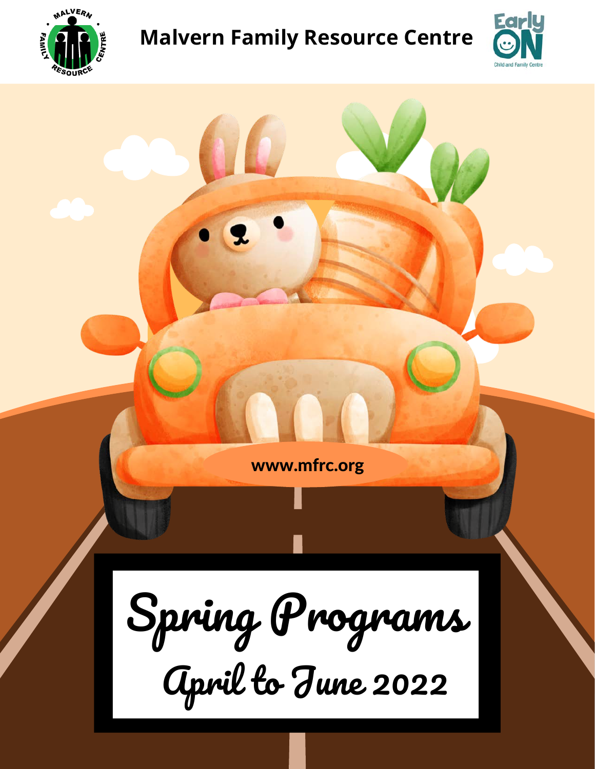# Malvern Family Resource Centre

www.mfrc.org

# Spring Programs

## April to June 2022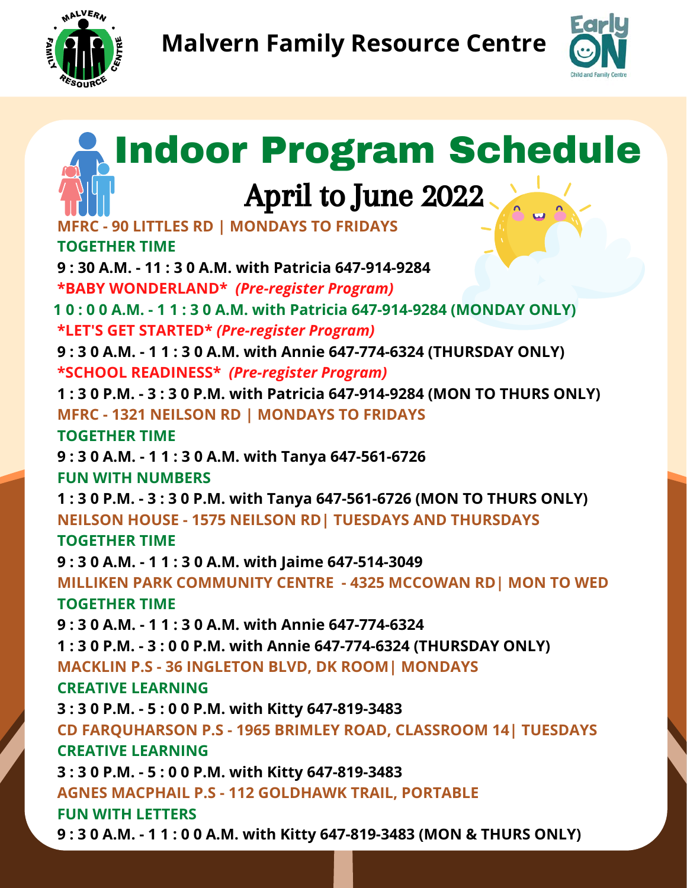Malvern Family Resource Centre

# Indoor Program Schedule

## April to June 2022

**MFRC - 90 LITTLES RD | MONDAYS TO FRIDAYS**

**TOGETHER TIME**

**9 : 30 A.M. - 11 : 3 0 A.M. with Patricia 647-914-9284**

***BABY WONDERLAND*** ***(Pre-register Program)***

**1 0 : 0 0 A.M. - 1 1 : 3 0 A.M. with Patricia 647-914-9284 (MONDAY ONLY)**

***LET'S GET STARTED*** ***(Pre-register Program)***

**9 : 3 0 A.M. - 1 1 : 3 0 A.M. with Annie 647-774-6324 (THURSDAY ONLY)**

***SCHOOL READINESS*** ***(Pre-register Program)***

**1 : 3 0 P.M. - 3 : 3 0 P.M. with Patricia 647-914-9284 (MON TO THURS ONLY)**

**MFRC - 1321 NEILSON RD | MONDAYS TO FRIDAYS**

**TOGETHER TIME**

**9 : 3 0 A.M. - 1 1 : 3 0 A.M. with Tanya 647-561-6726**

**FUN WITH NUMBERS**

**1 : 3 0 P.M. - 3 : 3 0 P.M. with Tanya 647-561-6726 (MON TO THURS ONLY)**

**NEILSON HOUSE - 1575 NEILSON RD| TUESDAYS AND THURSDAYS**

**TOGETHER TIME**

**9 : 3 0 A.M. - 1 1 : 3 0 A.M. with Jaime 647-514-3049**

**MILLIKEN PARK COMMUNITY CENTRE - 4325 MCCOWAN RD| MON TO WED**

**TOGETHER TIME**

**9 : 3 0 A.M. - 1 1 : 3 0 A.M. with Annie 647-774-6324**

**1 : 3 0 P.M. - 3 : 0 0 P.M. with Annie 647-774-6324 (THURSDAY ONLY)**

**MACKLIN P.S - 36 INGLETON BLVD, DK ROOM| MONDAYS**

**CREATIVE LEARNING**

**3 : 3 0 P.M. - 5 : 0 0 P.M. with Kitty 647-819-3483**

**CD FARQUHARSON P.S - 1965 BRIMLEY ROAD, CLASSROOM 14| TUESDAYS**

**CREATIVE LEARNING**

**3 : 3 0 P.M. - 5 : 0 0 P.M. with Kitty 647-819-3483**

**AGNES MACPHAIL P.S - 112 GOLDHAWK TRAIL, PORTABLE**

**FUN WITH LETTERS**

**9 : 3 0 A.M. - 1 1 : 0 0 A.M. with Kitty 647-819-3483 (MON & THURS ONLY)**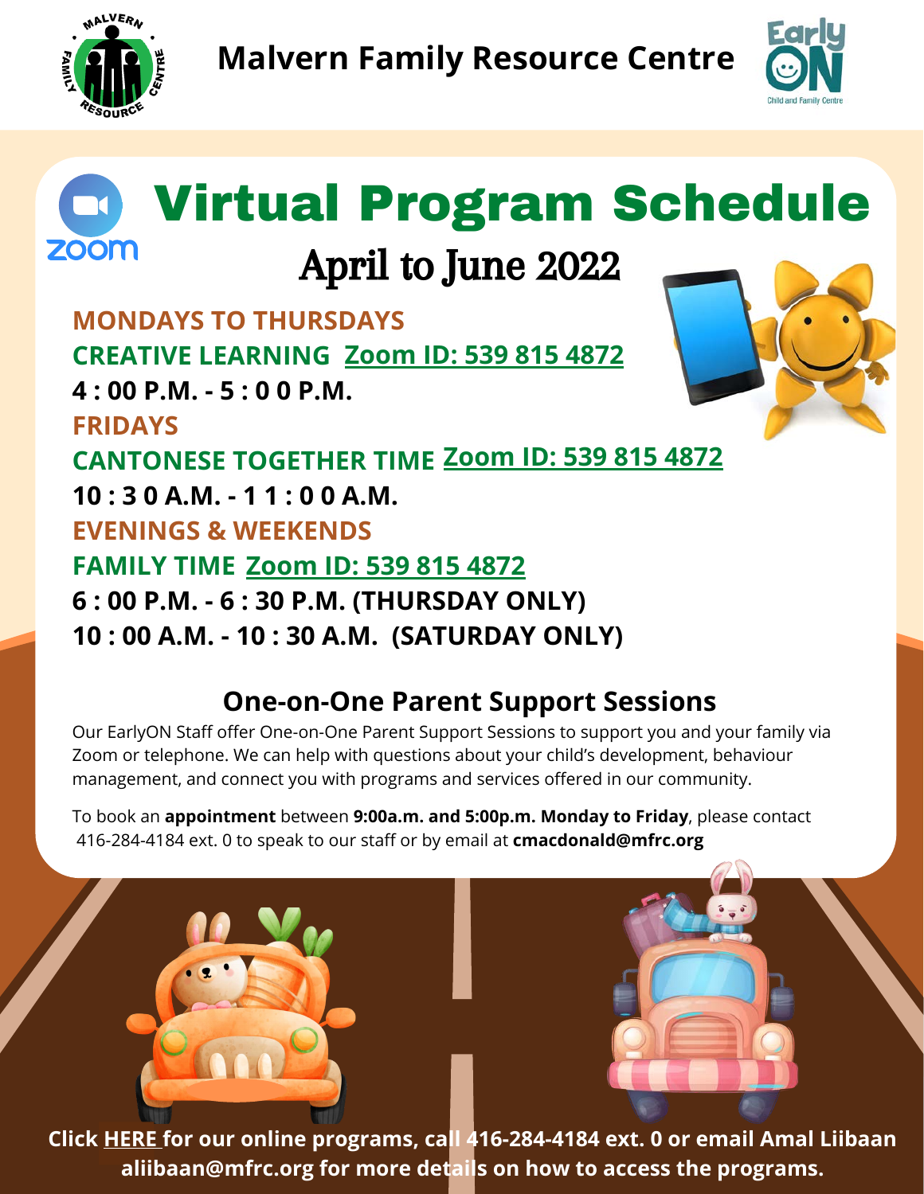# Malvern Family Resource Centre

# Virtual Program Schedule

## April to June 2022

**MONDAYS TO THURSDAYS**

**CREATIVE LEARNING** **Zoom ID: 539 815 4872**

**4 : 00 P.M. - 5 : 0 0 P.M.**

**FRIDAYS**

**CANTONESE TOGETHER TIME** **Zoom ID: 539 815 4872**

**10 : 3 0 A.M. - 1 1 : 0 0 A.M.**

**EVENINGS & WEEKENDS**

**FAMILY TIME** **Zoom ID: 539 815 4872**

**6 : 00 P.M. - 6 : 30 P.M. (THURSDAY ONLY)**

**10 : 00 A.M. - 10 : 30 A.M. (SATURDAY ONLY)**

## One-on-One Parent Support Sessions

Our EarlyON Staff offer One-on-One Parent Support Sessions to support you and your family via Zoom or telephone. We can help with questions about your child's development, behaviour management, and connect you with programs and services offered in our community.

To book an **appointment** between **9:00a.m. and 5:00p.m. Monday to Friday**, please contact 416-284-4184 ext. 0 to speak to our staff or by email at **cmacdonald@mfrc.org**

**Click HERE for our online programs, call 416-284-4184 ext. 0 or email Amal Liibaan aliibaan@mfrc.org for more details on how to access the programs.**